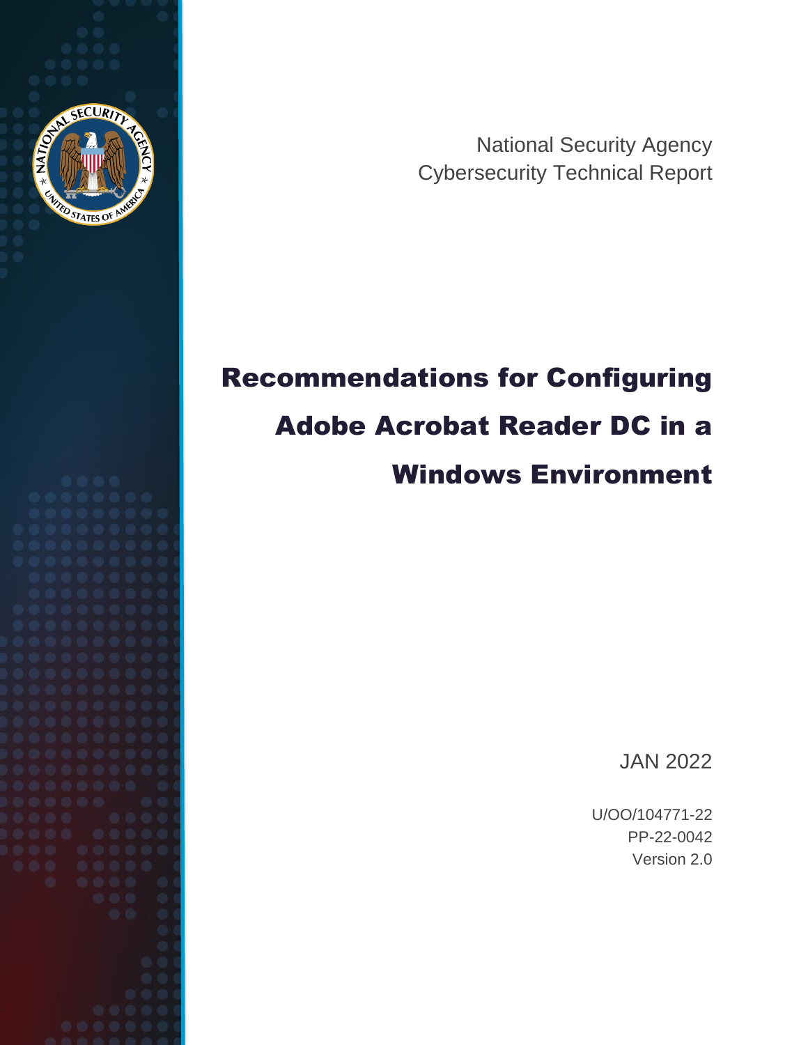National Security Agency
Cybersecurity Technical Report

# Recommendations for Configuring Adobe Acrobat Reader DC in a Windows Environment

JAN 2022

U/OO/104771-22
PP-22-0042
Version 2.0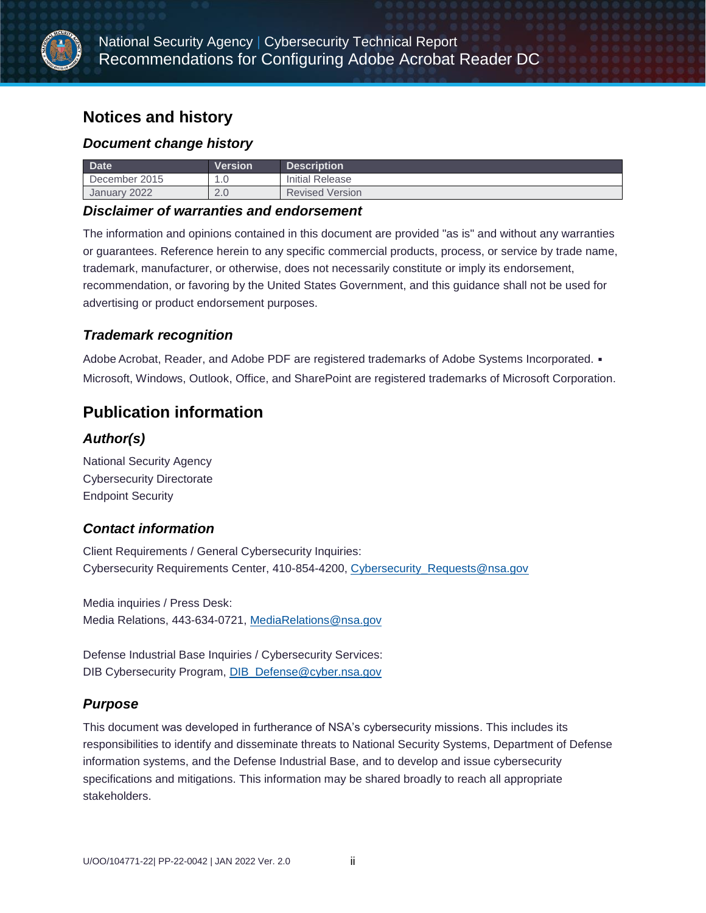# Notices and history

## *Document change history*

| Date | Version | Description |
|---|---|---|
| December 2015 | 1.0 | Initial Release |
| January 2022 | 2.0 | Revised Version |

## *Disclaimer of warranties and endorsement*

The information and opinions contained in this document are provided "as is" and without any warranties or guarantees. Reference herein to any specific commercial products, process, or service by trade name, trademark, manufacturer, or otherwise, does not necessarily constitute or imply its endorsement, recommendation, or favoring by the United States Government, and this guidance shall not be used for advertising or product endorsement purposes.

## *Trademark recognition*

Adobe Acrobat, Reader, and Adobe PDF are registered trademarks of Adobe Systems Incorporated. ▪ Microsoft, Windows, Outlook, Office, and SharePoint are registered trademarks of Microsoft Corporation.

# Publication information

## *Author(s)*

National Security Agency
Cybersecurity Directorate
Endpoint Security

## *Contact information*

Client Requirements / General Cybersecurity Inquiries:
Cybersecurity Requirements Center, 410-854-4200, Cybersecurity_Requests@nsa.gov

Media inquiries / Press Desk:
Media Relations, 443-634-0721, MediaRelations@nsa.gov

Defense Industrial Base Inquiries / Cybersecurity Services:
DIB Cybersecurity Program, DIB_Defense@cyber.nsa.gov

## *Purpose*

This document was developed in furtherance of NSA's cybersecurity missions. This includes its responsibilities to identify and disseminate threats to National Security Systems, Department of Defense information systems, and the Defense Industrial Base, and to develop and issue cybersecurity specifications and mitigations. This information may be shared broadly to reach all appropriate stakeholders.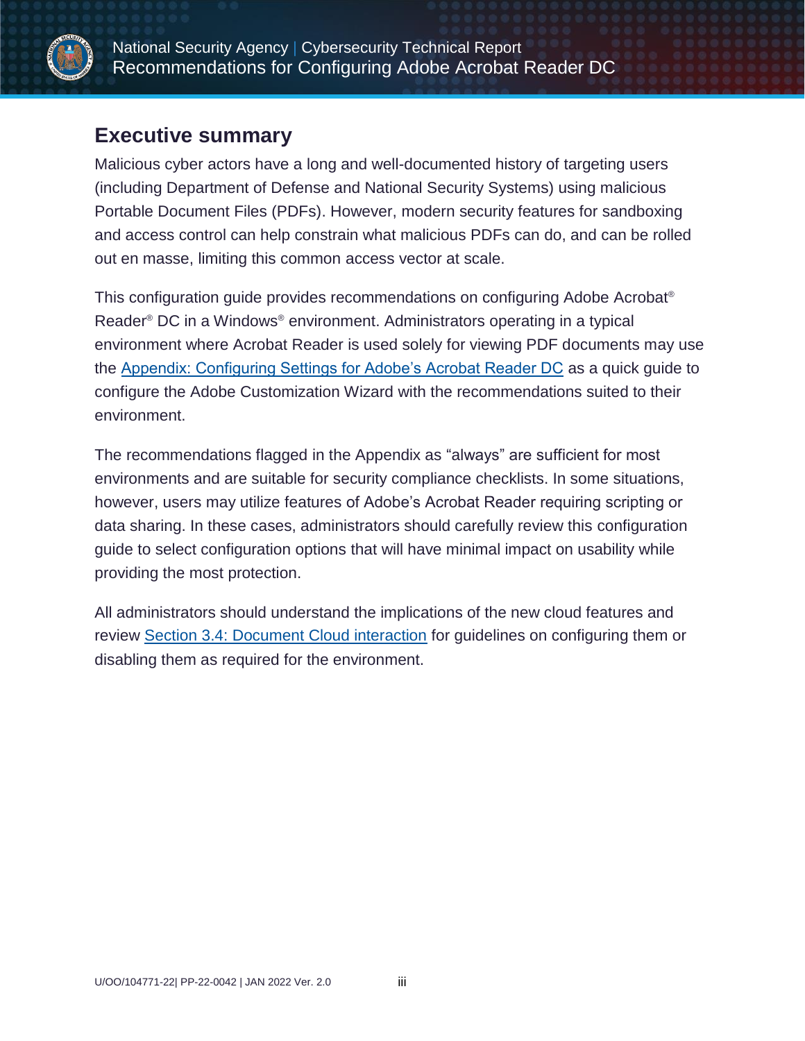## Executive summary

Malicious cyber actors have a long and well-documented history of targeting users (including Department of Defense and National Security Systems) using malicious Portable Document Files (PDFs). However, modern security features for sandboxing and access control can help constrain what malicious PDFs can do, and can be rolled out en masse, limiting this common access vector at scale.

This configuration guide provides recommendations on configuring Adobe Acrobat® Reader® DC in a Windows® environment. Administrators operating in a typical environment where Acrobat Reader is used solely for viewing PDF documents may use the Appendix: Configuring Settings for Adobe's Acrobat Reader DC as a quick guide to configure the Adobe Customization Wizard with the recommendations suited to their environment.

The recommendations flagged in the Appendix as "always" are sufficient for most environments and are suitable for security compliance checklists. In some situations, however, users may utilize features of Adobe's Acrobat Reader requiring scripting or data sharing. In these cases, administrators should carefully review this configuration guide to select configuration options that will have minimal impact on usability while providing the most protection.

All administrators should understand the implications of the new cloud features and review Section 3.4: Document Cloud interaction for guidelines on configuring them or disabling them as required for the environment.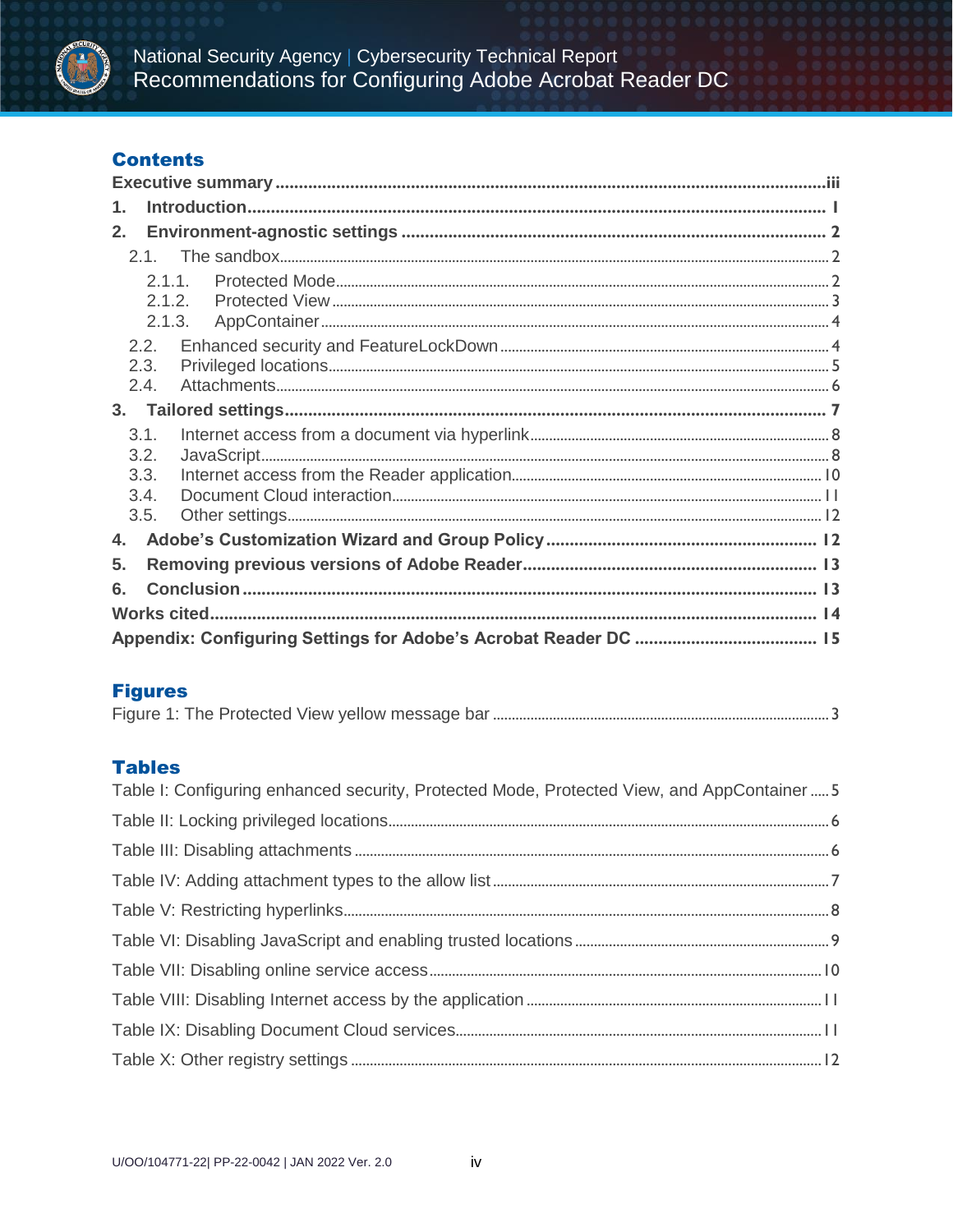## Contents

Executive summary ...iii

1. Introduction ... 1
2. Environment-agnostic settings ... 2
   - 2.1. The sandbox ... 2
     - 2.1.1. Protected Mode ... 2
     - 2.1.2. Protected View ... 3
     - 2.1.3. AppContainer ... 4
   - 2.2. Enhanced security and FeatureLockDown ... 4
   - 2.3. Privileged locations ... 5
   - 2.4. Attachments ... 6
3. Tailored settings ... 7
   - 3.1. Internet access from a document via hyperlink ... 8
   - 3.2. JavaScript ... 8
   - 3.3. Internet access from the Reader application ... 10
   - 3.4. Document Cloud interaction ... 11
   - 3.5. Other settings ... 12
4. Adobe's Customization Wizard and Group Policy ... 12
5. Removing previous versions of Adobe Reader ... 13
6. Conclusion ... 13

Works cited ... 14

Appendix: Configuring Settings for Adobe's Acrobat Reader DC ... 15

## Figures

Figure 1: The Protected View yellow message bar ... 3

## Tables

Table I: Configuring enhanced security, Protected Mode, Protected View, and AppContainer ... 5

Table II: Locking privileged locations ... 6

Table III: Disabling attachments ... 6

Table IV: Adding attachment types to the allow list ... 7

Table V: Restricting hyperlinks ... 8

Table VI: Disabling JavaScript and enabling trusted locations ... 9

Table VII: Disabling online service access ... 10

Table VIII: Disabling Internet access by the application ... 11

Table IX: Disabling Document Cloud services ... 11

Table X: Other registry settings ... 12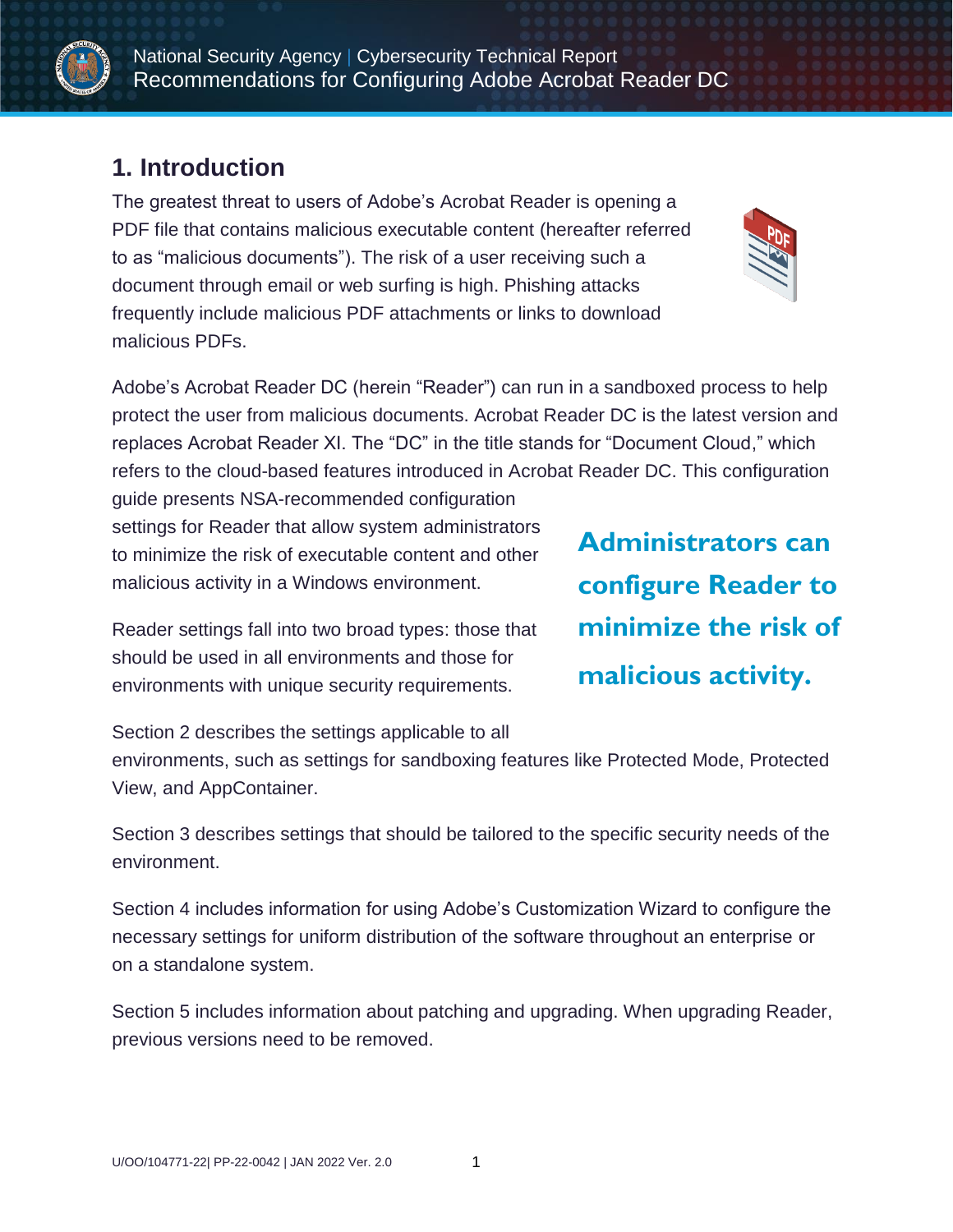## 1. Introduction

The greatest threat to users of Adobe's Acrobat Reader is opening a PDF file that contains malicious executable content (hereafter referred to as "malicious documents"). The risk of a user receiving such a document through email or web surfing is high. Phishing attacks frequently include malicious PDF attachments or links to download malicious PDFs.

Adobe's Acrobat Reader DC (herein "Reader") can run in a sandboxed process to help protect the user from malicious documents. Acrobat Reader DC is the latest version and replaces Acrobat Reader XI. The "DC" in the title stands for "Document Cloud," which refers to the cloud-based features introduced in Acrobat Reader DC. This configuration guide presents NSA-recommended configuration settings for Reader that allow system administrators to minimize the risk of executable content and other malicious activity in a Windows environment.

**Administrators can configure Reader to minimize the risk of malicious activity.**

Reader settings fall into two broad types: those that should be used in all environments and those for environments with unique security requirements.

Section 2 describes the settings applicable to all environments, such as settings for sandboxing features like Protected Mode, Protected View, and AppContainer.

Section 3 describes settings that should be tailored to the specific security needs of the environment.

Section 4 includes information for using Adobe's Customization Wizard to configure the necessary settings for uniform distribution of the software throughout an enterprise or on a standalone system.

Section 5 includes information about patching and upgrading. When upgrading Reader, previous versions need to be removed.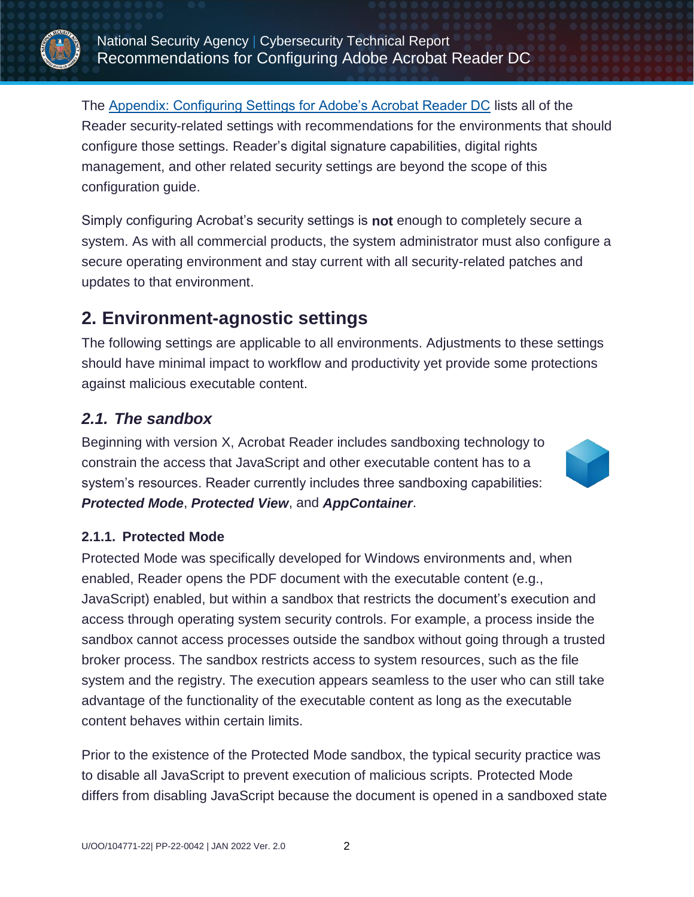The [Appendix: Configuring Settings for Adobe's Acrobat Reader DC] lists all of the Reader security-related settings with recommendations for the environments that should configure those settings. Reader's digital signature capabilities, digital rights management, and other related security settings are beyond the scope of this configuration guide.

Simply configuring Acrobat's security settings is **not** enough to completely secure a system. As with all commercial products, the system administrator must also configure a secure operating environment and stay current with all security-related patches and updates to that environment.

## 2. Environment-agnostic settings

The following settings are applicable to all environments. Adjustments to these settings should have minimal impact to workflow and productivity yet provide some protections against malicious executable content.

### *2.1. The sandbox*

Beginning with version X, Acrobat Reader includes sandboxing technology to constrain the access that JavaScript and other executable content has to a system's resources. Reader currently includes three sandboxing capabilities: ***Protected Mode***, ***Protected View***, and ***AppContainer***.

#### 2.1.1. Protected Mode

Protected Mode was specifically developed for Windows environments and, when enabled, Reader opens the PDF document with the executable content (e.g., JavaScript) enabled, but within a sandbox that restricts the document's execution and access through operating system security controls. For example, a process inside the sandbox cannot access processes outside the sandbox without going through a trusted broker process. The sandbox restricts access to system resources, such as the file system and the registry. The execution appears seamless to the user who can still take advantage of the functionality of the executable content as long as the executable content behaves within certain limits.

Prior to the existence of the Protected Mode sandbox, the typical security practice was to disable all JavaScript to prevent execution of malicious scripts. Protected Mode differs from disabling JavaScript because the document is opened in a sandboxed state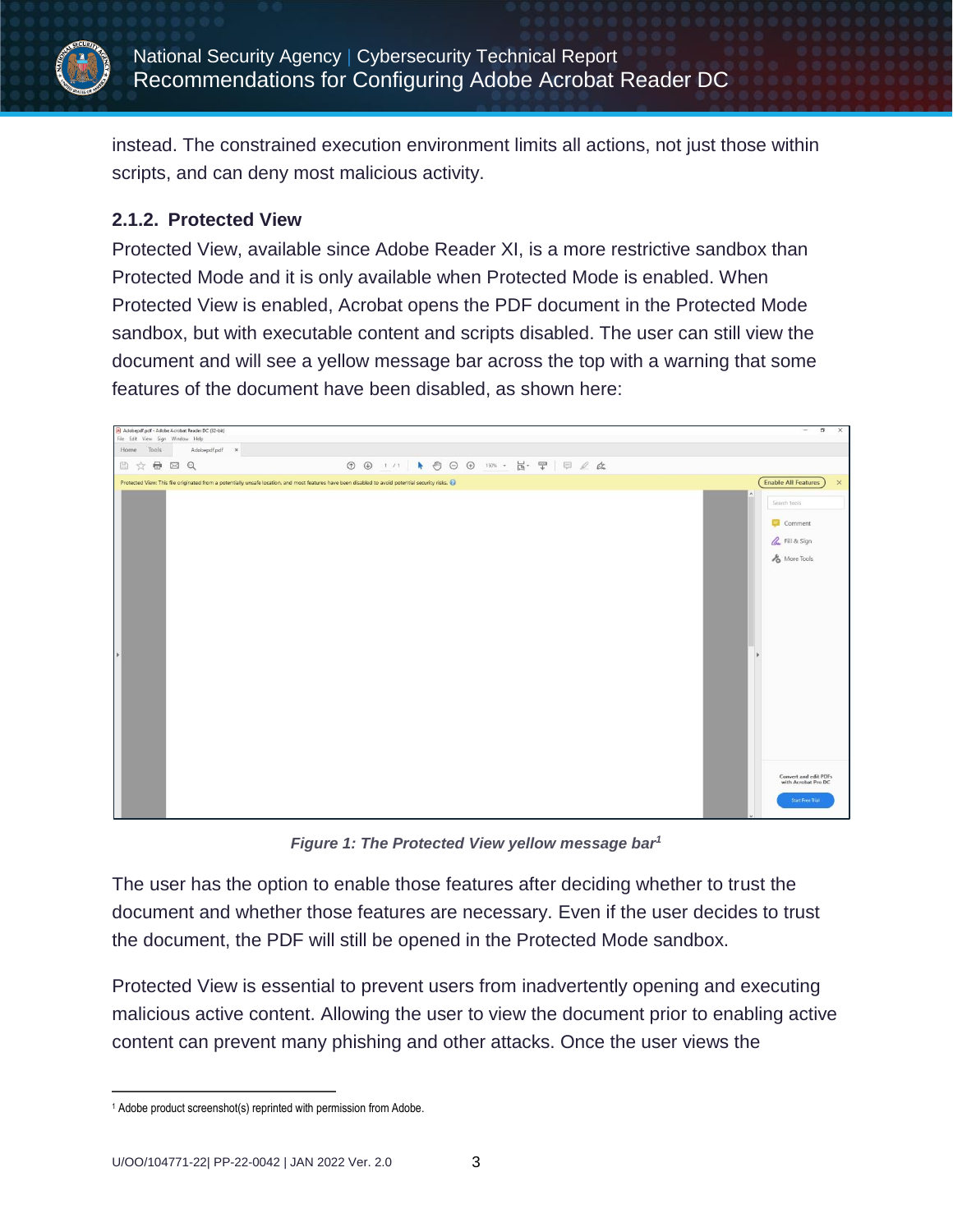instead. The constrained execution environment limits all actions, not just those within scripts, and can deny most malicious activity.

### 2.1.2. Protected View

Protected View, available since Adobe Reader XI, is a more restrictive sandbox than Protected Mode and it is only available when Protected Mode is enabled. When Protected View is enabled, Acrobat opens the PDF document in the Protected Mode sandbox, but with executable content and scripts disabled. The user can still view the document and will see a yellow message bar across the top with a warning that some features of the document have been disabled, as shown here:

*Figure 1: The Protected View yellow message bar*[1]

The user has the option to enable those features after deciding whether to trust the document and whether those features are necessary. Even if the user decides to trust the document, the PDF will still be opened in the Protected Mode sandbox.

Protected View is essential to prevent users from inadvertently opening and executing malicious active content. Allowing the user to view the document prior to enabling active content can prevent many phishing and other attacks. Once the user views the

[1] Adobe product screenshot(s) reprinted with permission from Adobe.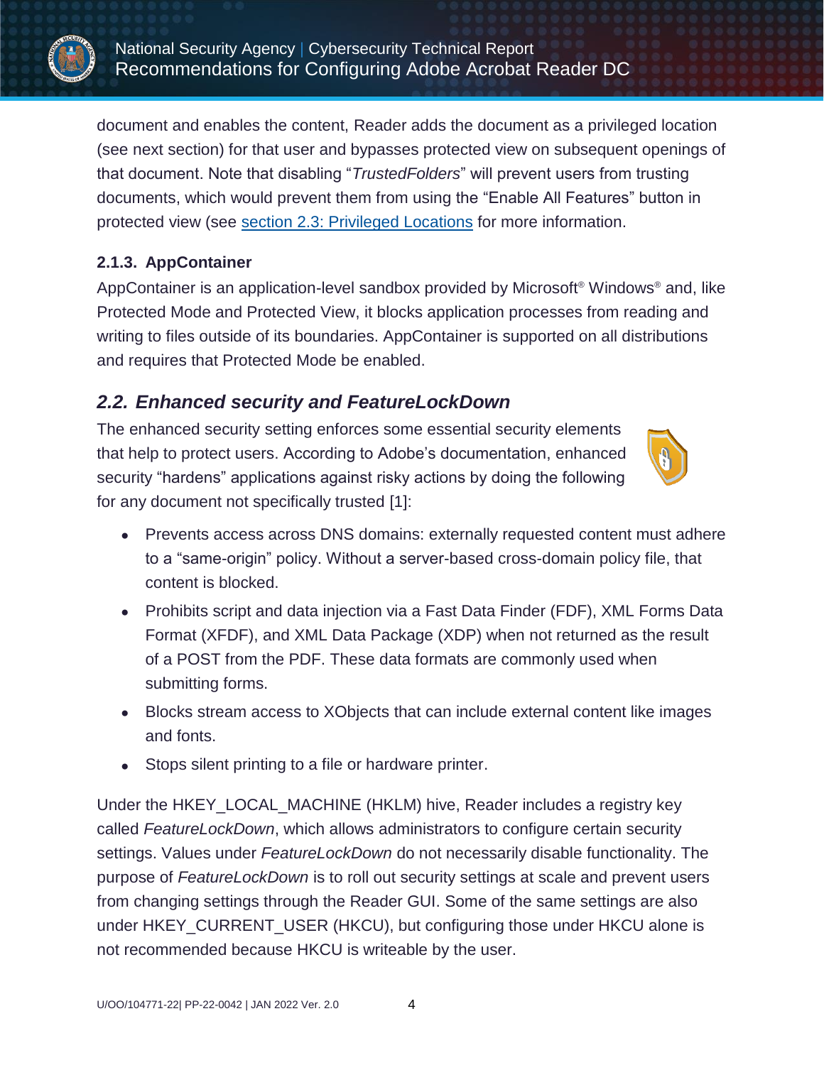document and enables the content, Reader adds the document as a privileged location (see next section) for that user and bypasses protected view on subsequent openings of that document. Note that disabling "*TrustedFolders*" will prevent users from trusting documents, which would prevent them from using the "Enable All Features" button in protected view (see section 2.3: Privileged Locations for more information.

### 2.1.3. AppContainer

AppContainer is an application-level sandbox provided by Microsoft® Windows® and, like Protected Mode and Protected View, it blocks application processes from reading and writing to files outside of its boundaries. AppContainer is supported on all distributions and requires that Protected Mode be enabled.

## *2.2. Enhanced security and FeatureLockDown*

The enhanced security setting enforces some essential security elements that help to protect users. According to Adobe's documentation, enhanced security "hardens" applications against risky actions by doing the following for any document not specifically trusted [1]:

- Prevents access across DNS domains: externally requested content must adhere to a "same-origin" policy. Without a server-based cross-domain policy file, that content is blocked.
- Prohibits script and data injection via a Fast Data Finder (FDF), XML Forms Data Format (XFDF), and XML Data Package (XDP) when not returned as the result of a POST from the PDF. These data formats are commonly used when submitting forms.
- Blocks stream access to XObjects that can include external content like images and fonts.
- Stops silent printing to a file or hardware printer.

Under the HKEY_LOCAL_MACHINE (HKLM) hive, Reader includes a registry key called *FeatureLockDown*, which allows administrators to configure certain security settings. Values under *FeatureLockDown* do not necessarily disable functionality. The purpose of *FeatureLockDown* is to roll out security settings at scale and prevent users from changing settings through the Reader GUI. Some of the same settings are also under HKEY_CURRENT_USER (HKCU), but configuring those under HKCU alone is not recommended because HKCU is writeable by the user.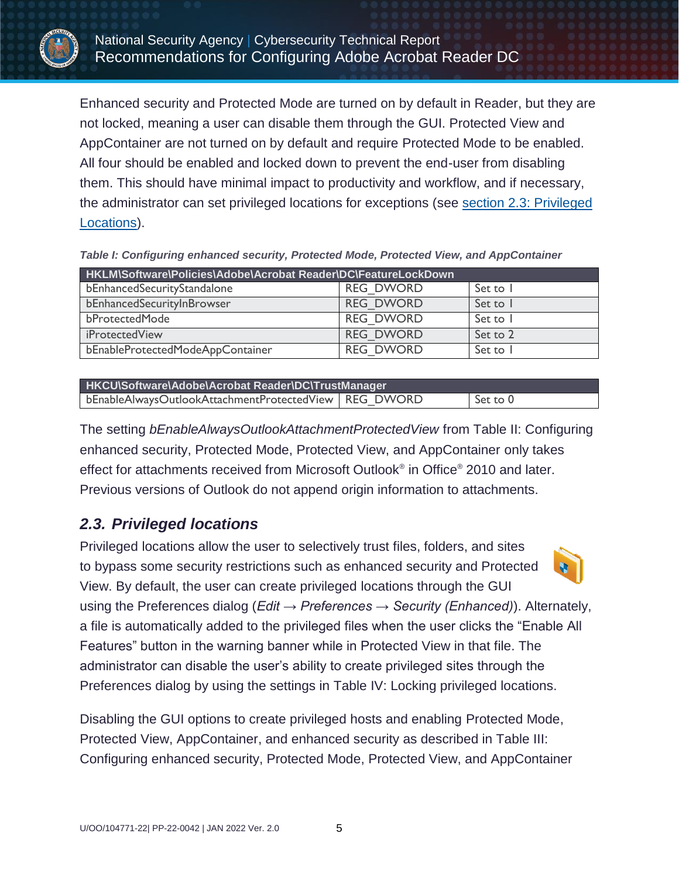Enhanced security and Protected Mode are turned on by default in Reader, but they are not locked, meaning a user can disable them through the GUI. Protected View and AppContainer are not turned on by default and require Protected Mode to be enabled. All four should be enabled and locked down to prevent the end-user from disabling them. This should have minimal impact to productivity and workflow, and if necessary, the administrator can set privileged locations for exceptions (see [section 2.3: Privileged Locations](#)).

*Table I: Configuring enhanced security, Protected Mode, Protected View, and AppContainer*

| HKLM\Software\Policies\Adobe\Acrobat Reader\DC\FeatureLockDown | | |
|---|---|---|
| bEnhancedSecurityStandalone | REG_DWORD | Set to 1 |
| bEnhancedSecurityInBrowser | REG_DWORD | Set to 1 |
| bProtectedMode | REG_DWORD | Set to 1 |
| iProtectedView | REG_DWORD | Set to 2 |
| bEnableProtectedModeAppContainer | REG_DWORD | Set to 1 |

| HKCU\Software\Adobe\Acrobat Reader\DC\TrustManager | | |
|---|---|---|
| bEnableAlwaysOutlookAttachmentProtectedView | REG_DWORD | Set to 0 |

The setting *bEnableAlwaysOutlookAttachmentProtectedView* from Table II: Configuring enhanced security, Protected Mode, Protected View, and AppContainer only takes effect for attachments received from Microsoft Outlook® in Office® 2010 and later. Previous versions of Outlook do not append origin information to attachments.

## *2.3. Privileged locations*

Privileged locations allow the user to selectively trust files, folders, and sites to bypass some security restrictions such as enhanced security and Protected View. By default, the user can create privileged locations through the GUI using the Preferences dialog (*Edit → Preferences → Security (Enhanced)*). Alternately, a file is automatically added to the privileged files when the user clicks the "Enable All Features" button in the warning banner while in Protected View in that file. The administrator can disable the user's ability to create privileged sites through the Preferences dialog by using the settings in Table IV: Locking privileged locations.

Disabling the GUI options to create privileged hosts and enabling Protected Mode, Protected View, AppContainer, and enhanced security as described in Table III: Configuring enhanced security, Protected Mode, Protected View, and AppContainer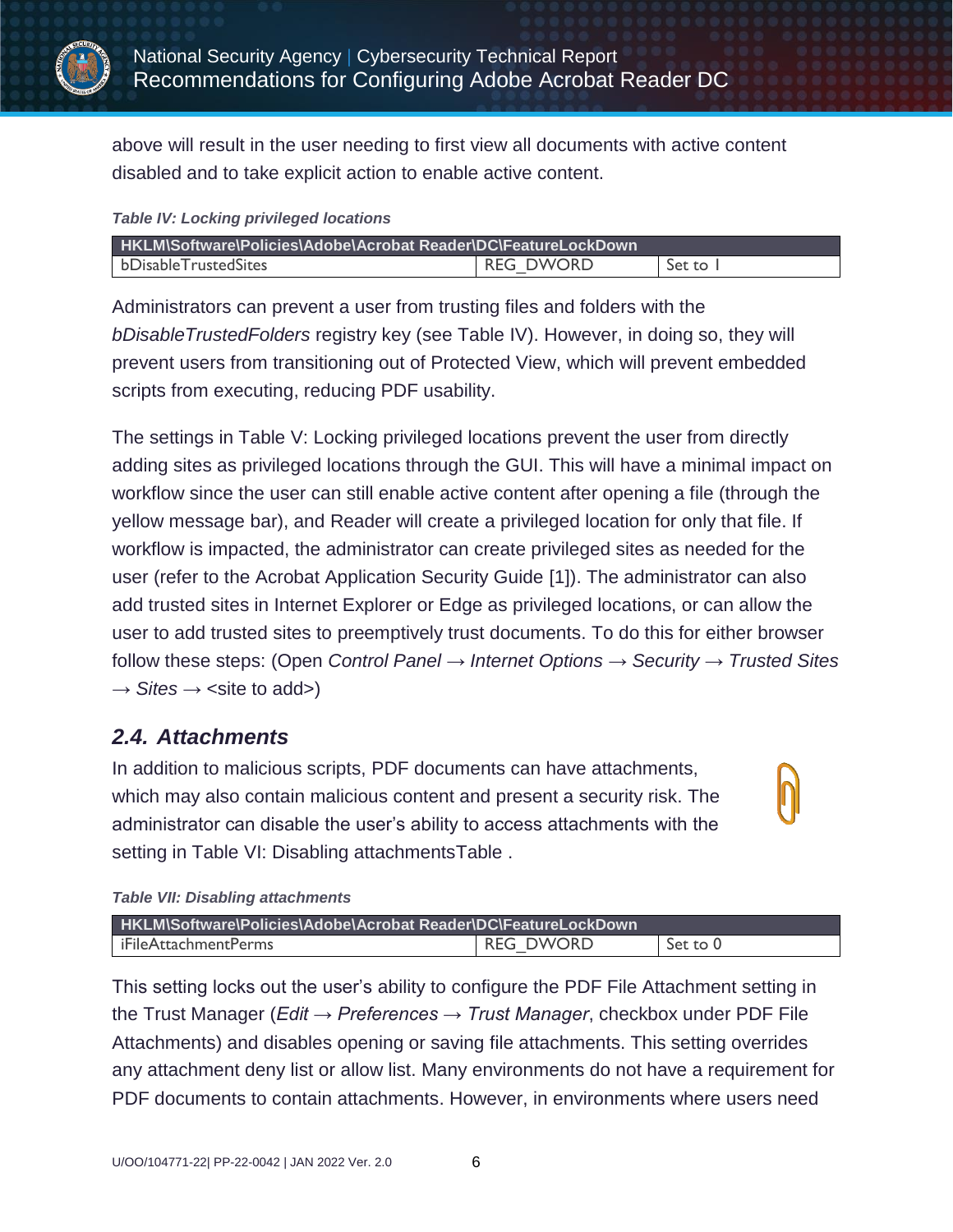above will result in the user needing to first view all documents with active content disabled and to take explicit action to enable active content.

*Table IV: Locking privileged locations*

| HKLM\Software\Policies\Adobe\Acrobat Reader\DC\FeatureLockDown | | |
|---|---|---|
| bDisableTrustedSites | REG_DWORD | Set to 1 |

Administrators can prevent a user from trusting files and folders with the *bDisableTrustedFolders* registry key (see Table IV). However, in doing so, they will prevent users from transitioning out of Protected View, which will prevent embedded scripts from executing, reducing PDF usability.

The settings in Table V: Locking privileged locations prevent the user from directly adding sites as privileged locations through the GUI. This will have a minimal impact on workflow since the user can still enable active content after opening a file (through the yellow message bar), and Reader will create a privileged location for only that file. If workflow is impacted, the administrator can create privileged sites as needed for the user (refer to the Acrobat Application Security Guide [1]). The administrator can also add trusted sites in Internet Explorer or Edge as privileged locations, or can allow the user to add trusted sites to preemptively trust documents. To do this for either browser follow these steps: (Open *Control Panel* → *Internet Options* → *Security* → *Trusted Sites* → *Sites* → <site to add>)

## 2.4. Attachments

In addition to malicious scripts, PDF documents can have attachments, which may also contain malicious content and present a security risk. The administrator can disable the user's ability to access attachments with the setting in Table VI: Disabling attachmentsTable .

*Table VII: Disabling attachments*

| HKLM\Software\Policies\Adobe\Acrobat Reader\DC\FeatureLockDown | | |
|---|---|---|
| iFileAttachmentPerms | REG_DWORD | Set to 0 |

This setting locks out the user's ability to configure the PDF File Attachment setting in the Trust Manager (*Edit* → *Preferences* → *Trust Manager*, checkbox under PDF File Attachments) and disables opening or saving file attachments. This setting overrides any attachment deny list or allow list. Many environments do not have a requirement for PDF documents to contain attachments. However, in environments where users need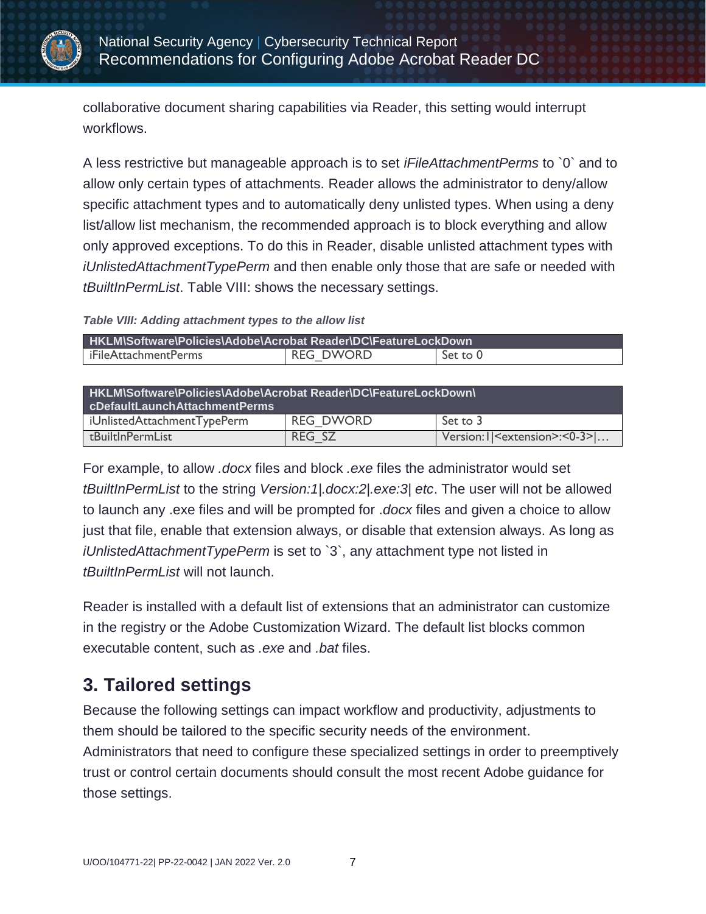collaborative document sharing capabilities via Reader, this setting would interrupt workflows.

A less restrictive but manageable approach is to set *iFileAttachmentPerms* to `0` and to allow only certain types of attachments. Reader allows the administrator to deny/allow specific attachment types and to automatically deny unlisted types. When using a deny list/allow list mechanism, the recommended approach is to block everything and allow only approved exceptions. To do this in Reader, disable unlisted attachment types with *iUnlistedAttachmentTypePerm* and then enable only those that are safe or needed with *tBuiltInPermList*. Table VIII: shows the necessary settings.

***Table VIII: Adding attachment types to the allow list***

| HKLM\Software\Policies\Adobe\Acrobat Reader\DC\FeatureLockDown | | |
|---|---|---|
| iFileAttachmentPerms | REG_DWORD | Set to 0 |

| HKLM\Software\Policies\Adobe\Acrobat Reader\DC\FeatureLockDown\cDefaultLaunchAttachmentPerms | | |
|---|---|---|
| iUnlistedAttachmentTypePerm | REG_DWORD | Set to 3 |
| tBuiltInPermList | REG_SZ | Version:1\|<extension>:<0-3>\|… |

For example, to allow *.docx* files and block *.exe* files the administrator would set *tBuiltInPermList* to the string *Version:1|.docx:2|.exe:3| etc*. The user will not be allowed to launch any .exe files and will be prompted for *.docx* files and given a choice to allow just that file, enable that extension always, or disable that extension always. As long as *iUnlistedAttachmentTypePerm* is set to `3`, any attachment type not listed in *tBuiltInPermList* will not launch.

Reader is installed with a default list of extensions that an administrator can customize in the registry or the Adobe Customization Wizard. The default list blocks common executable content, such as *.exe* and *.bat* files.

## 3. Tailored settings

Because the following settings can impact workflow and productivity, adjustments to them should be tailored to the specific security needs of the environment. Administrators that need to configure these specialized settings in order to preemptively trust or control certain documents should consult the most recent Adobe guidance for those settings.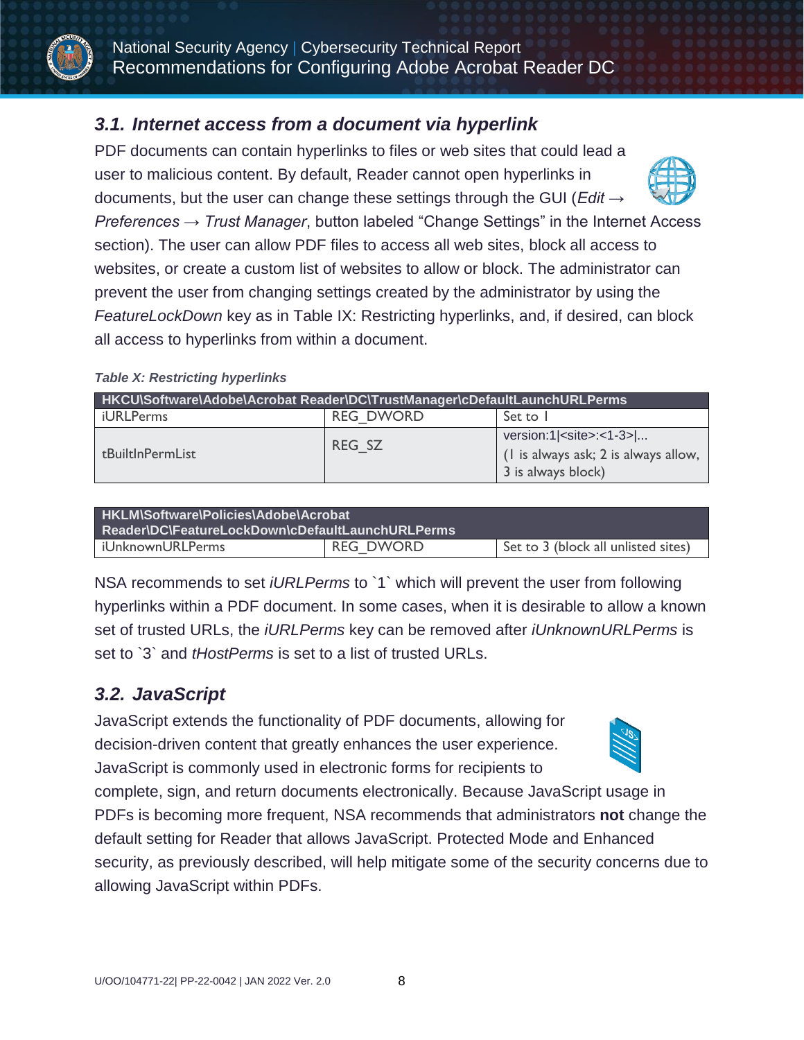## 3.1. Internet access from a document via hyperlink

PDF documents can contain hyperlinks to files or web sites that could lead a user to malicious content. By default, Reader cannot open hyperlinks in documents, but the user can change these settings through the GUI (*Edit → Preferences → Trust Manager*, button labeled "Change Settings" in the Internet Access section). The user can allow PDF files to access all web sites, block all access to websites, or create a custom list of websites to allow or block. The administrator can prevent the user from changing settings created by the administrator by using the *FeatureLockDown* key as in Table IX: Restricting hyperlinks, and, if desired, can block all access to hyperlinks from within a document.

***Table X: Restricting hyperlinks***

| HKCU\Software\Adobe\Acrobat Reader\DC\TrustManager\cDefaultLaunchURLPerms | | |
|---|---|---|
| iURLPerms | REG_DWORD | Set to 1 |
| tBuiltInPermList | REG_SZ | version:1\|<site>:<1-3>\|... (1 is always ask; 2 is always allow, 3 is always block) |

| HKLM\Software\Policies\Adobe\Acrobat Reader\DC\FeatureLockDown\cDefaultLaunchURLPerms | | |
|---|---|---|
| iUnknownURLPerms | REG_DWORD | Set to 3 (block all unlisted sites) |

NSA recommends to set *iURLPerms* to `1` which will prevent the user from following hyperlinks within a PDF document. In some cases, when it is desirable to allow a known set of trusted URLs, the *iURLPerms* key can be removed after *iUnknownURLPerms* is set to `3` and *tHostPerms* is set to a list of trusted URLs.

## 3.2. JavaScript

JavaScript extends the functionality of PDF documents, allowing for decision-driven content that greatly enhances the user experience. JavaScript is commonly used in electronic forms for recipients to complete, sign, and return documents electronically. Because JavaScript usage in PDFs is becoming more frequent, NSA recommends that administrators **not** change the default setting for Reader that allows JavaScript. Protected Mode and Enhanced security, as previously described, will help mitigate some of the security concerns due to allowing JavaScript within PDFs.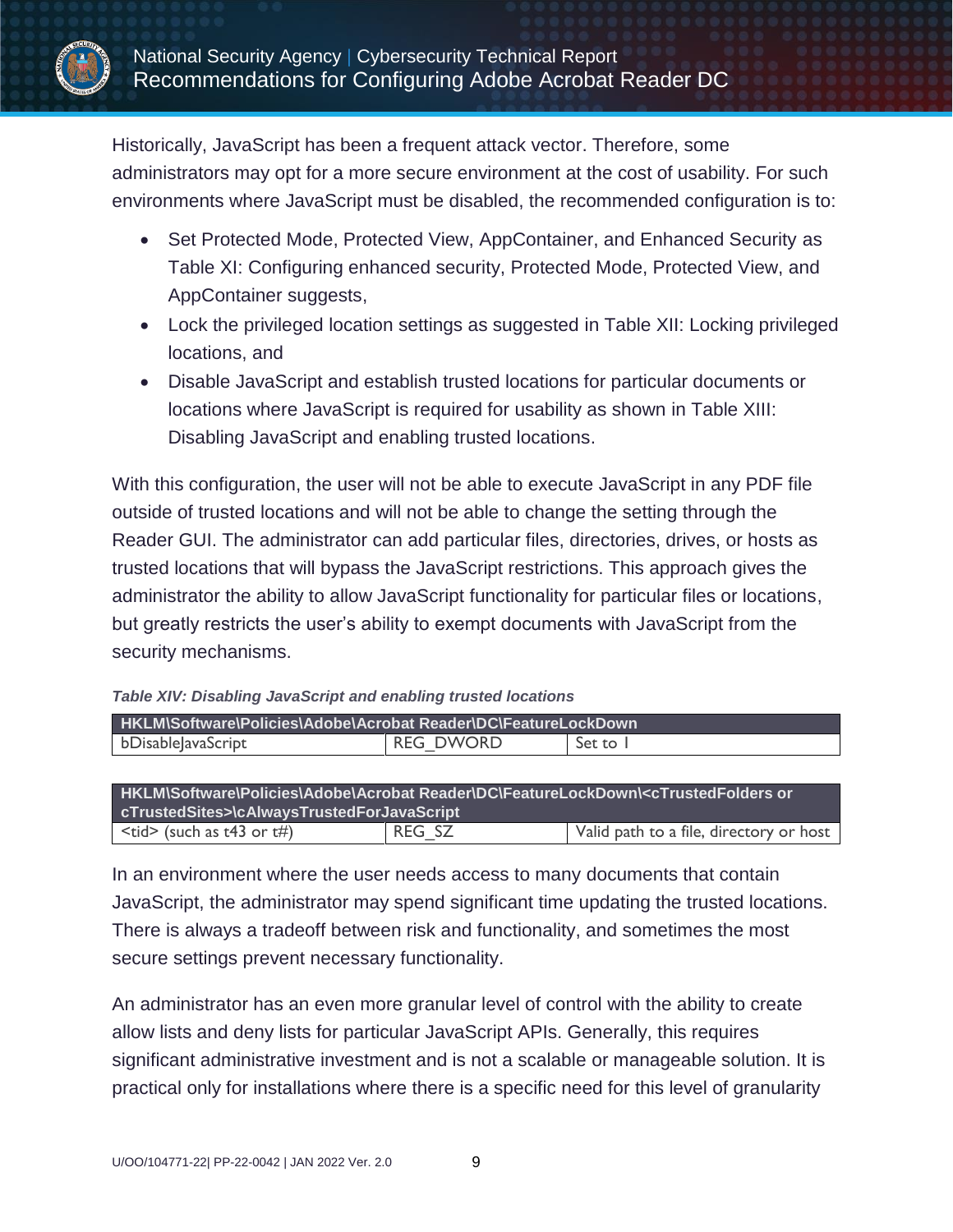Historically, JavaScript has been a frequent attack vector. Therefore, some administrators may opt for a more secure environment at the cost of usability. For such environments where JavaScript must be disabled, the recommended configuration is to:

- Set Protected Mode, Protected View, AppContainer, and Enhanced Security as Table XI: Configuring enhanced security, Protected Mode, Protected View, and AppContainer suggests,
- Lock the privileged location settings as suggested in Table XII: Locking privileged locations, and
- Disable JavaScript and establish trusted locations for particular documents or locations where JavaScript is required for usability as shown in Table XIII: Disabling JavaScript and enabling trusted locations.

With this configuration, the user will not be able to execute JavaScript in any PDF file outside of trusted locations and will not be able to change the setting through the Reader GUI. The administrator can add particular files, directories, drives, or hosts as trusted locations that will bypass the JavaScript restrictions. This approach gives the administrator the ability to allow JavaScript functionality for particular files or locations, but greatly restricts the user's ability to exempt documents with JavaScript from the security mechanisms.

***Table XIV: Disabling JavaScript and enabling trusted locations***

| HKLM\Software\Policies\Adobe\Acrobat Reader\DC\FeatureLockDown | | |
|---|---|---|
| bDisableJavaScript | REG_DWORD | Set to 1 |

| HKLM\Software\Policies\Adobe\Acrobat Reader\DC\FeatureLockDown\<cTrustedFolders or cTrustedSites>\cAlwaysTrustedForJavaScript | | |
|---|---|---|
| <tid> (such as t43 or t#) | REG_SZ | Valid path to a file, directory or host |

In an environment where the user needs access to many documents that contain JavaScript, the administrator may spend significant time updating the trusted locations. There is always a tradeoff between risk and functionality, and sometimes the most secure settings prevent necessary functionality.

An administrator has an even more granular level of control with the ability to create allow lists and deny lists for particular JavaScript APIs. Generally, this requires significant administrative investment and is not a scalable or manageable solution. It is practical only for installations where there is a specific need for this level of granularity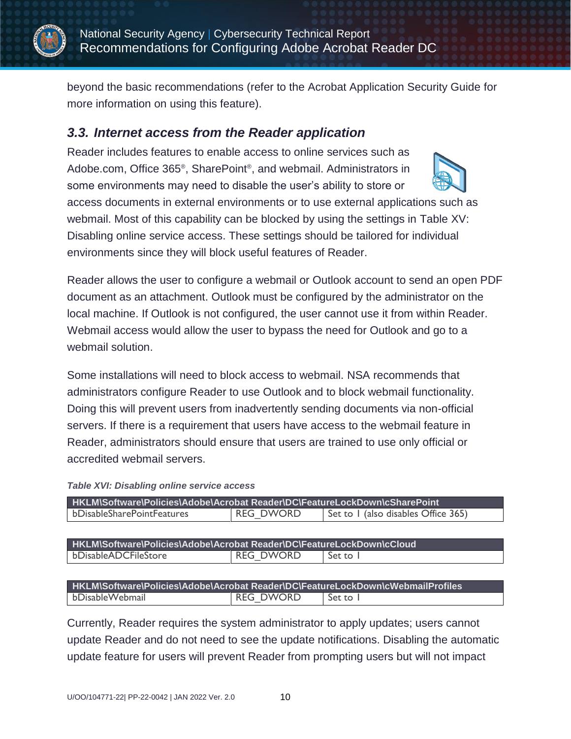beyond the basic recommendations (refer to the Acrobat Application Security Guide for more information on using this feature).

### 3.3. Internet access from the Reader application

Reader includes features to enable access to online services such as Adobe.com, Office 365®, SharePoint®, and webmail. Administrators in some environments may need to disable the user's ability to store or access documents in external environments or to use external applications such as webmail. Most of this capability can be blocked by using the settings in Table XV: Disabling online service access. These settings should be tailored for individual environments since they will block useful features of Reader.

Reader allows the user to configure a webmail or Outlook account to send an open PDF document as an attachment. Outlook must be configured by the administrator on the local machine. If Outlook is not configured, the user cannot use it from within Reader. Webmail access would allow the user to bypass the need for Outlook and go to a webmail solution.

Some installations will need to block access to webmail. NSA recommends that administrators configure Reader to use Outlook and to block webmail functionality. Doing this will prevent users from inadvertently sending documents via non-official servers. If there is a requirement that users have access to the webmail feature in Reader, administrators should ensure that users are trained to use only official or accredited webmail servers.

*Table XVI: Disabling online service access*

| HKLM\Software\Policies\Adobe\Acrobat Reader\DC\FeatureLockDown\cSharePoint | | |
|---|---|---|
| bDisableSharePointFeatures | REG_DWORD | Set to 1 (also disables Office 365) |

| HKLM\Software\Policies\Adobe\Acrobat Reader\DC\FeatureLockDown\cCloud | | |
|---|---|---|
| bDisableADCFileStore | REG_DWORD | Set to 1 |

| HKLM\Software\Policies\Adobe\Acrobat Reader\DC\FeatureLockDown\cWebmailProfiles | | |
|---|---|---|
| bDisableWebmail | REG_DWORD | Set to 1 |

Currently, Reader requires the system administrator to apply updates; users cannot update Reader and do not need to see the update notifications. Disabling the automatic update feature for users will prevent Reader from prompting users but will not impact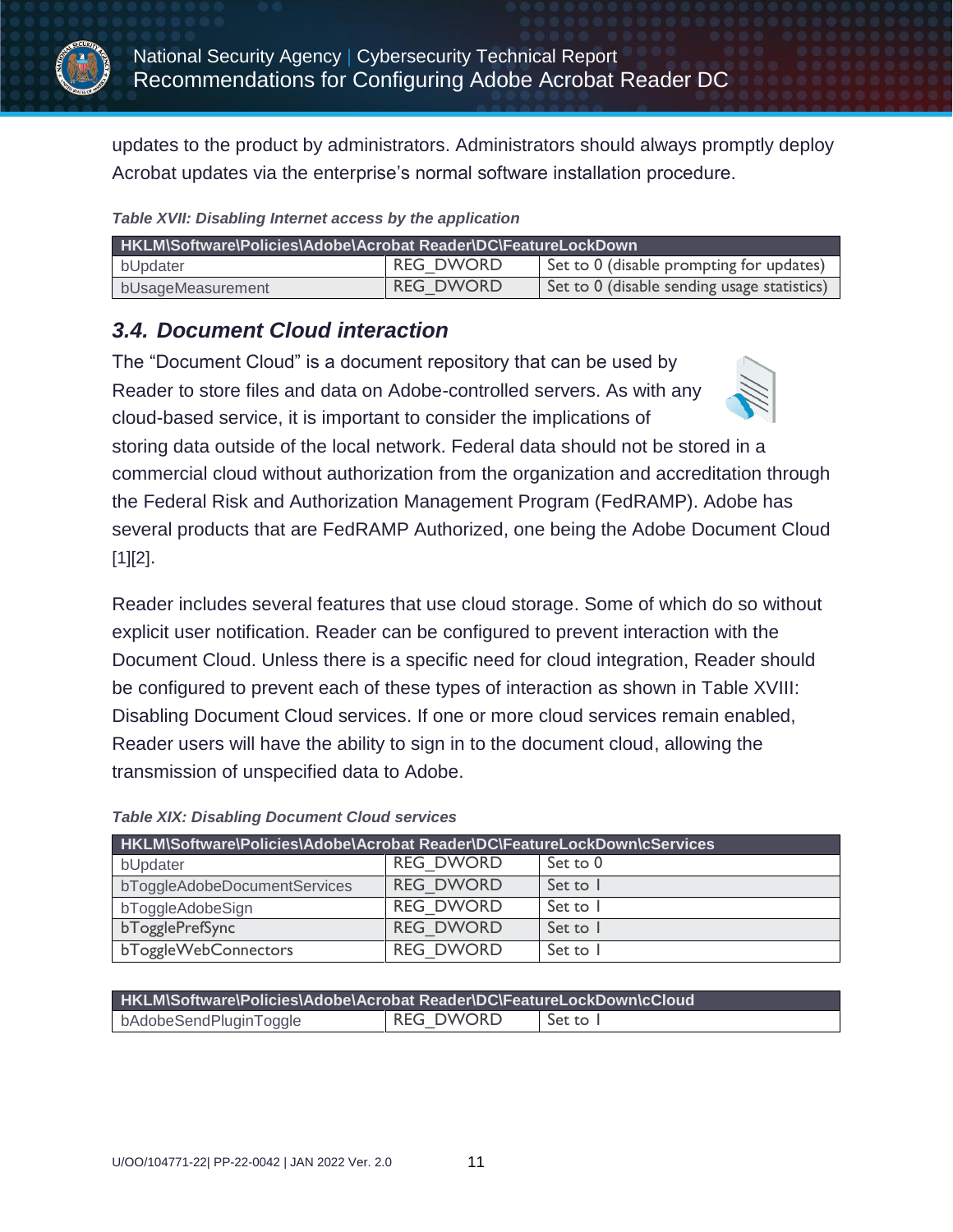updates to the product by administrators. Administrators should always promptly deploy Acrobat updates via the enterprise's normal software installation procedure.

***Table XVII: Disabling Internet access by the application***

| HKLM\Software\Policies\Adobe\Acrobat Reader\DC\FeatureLockDown | | |
|---|---|---|
| bUpdater | REG_DWORD | Set to 0 (disable prompting for updates) |
| bUsageMeasurement | REG_DWORD | Set to 0 (disable sending usage statistics) |

### *3.4. Document Cloud interaction*

The "Document Cloud" is a document repository that can be used by Reader to store files and data on Adobe-controlled servers. As with any cloud-based service, it is important to consider the implications of storing data outside of the local network. Federal data should not be stored in a commercial cloud without authorization from the organization and accreditation through the Federal Risk and Authorization Management Program (FedRAMP). Adobe has several products that are FedRAMP Authorized, one being the Adobe Document Cloud [1][2].

Reader includes several features that use cloud storage. Some of which do so without explicit user notification. Reader can be configured to prevent interaction with the Document Cloud. Unless there is a specific need for cloud integration, Reader should be configured to prevent each of these types of interaction as shown in Table XVIII: Disabling Document Cloud services. If one or more cloud services remain enabled, Reader users will have the ability to sign in to the document cloud, allowing the transmission of unspecified data to Adobe.

***Table XIX: Disabling Document Cloud services***

| HKLM\Software\Policies\Adobe\Acrobat Reader\DC\FeatureLockDown\cServices | | |
|---|---|---|
| bUpdater | REG_DWORD | Set to 0 |
| bToggleAdobeDocumentServices | REG_DWORD | Set to 1 |
| bToggleAdobeSign | REG_DWORD | Set to 1 |
| bTogglePrefSync | REG_DWORD | Set to 1 |
| bToggleWebConnectors | REG_DWORD | Set to 1 |

| HKLM\Software\Policies\Adobe\Acrobat Reader\DC\FeatureLockDown\cCloud | | |
|---|---|---|
| bAdobeSendPluginToggle | REG_DWORD | Set to 1 |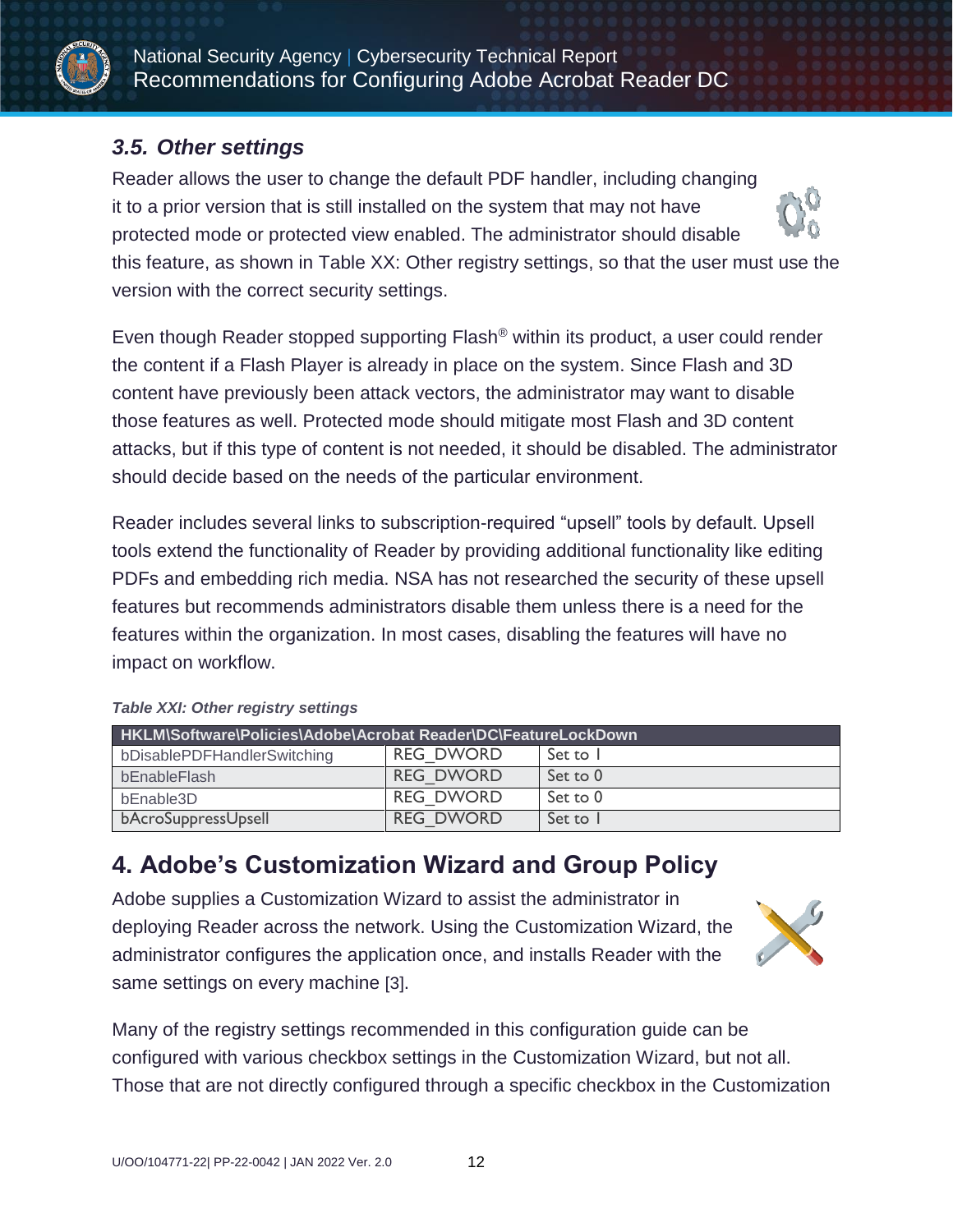### 3.5. Other settings

Reader allows the user to change the default PDF handler, including changing it to a prior version that is still installed on the system that may not have protected mode or protected view enabled. The administrator should disable this feature, as shown in Table XX: Other registry settings, so that the user must use the version with the correct security settings.

Even though Reader stopped supporting Flash® within its product, a user could render the content if a Flash Player is already in place on the system. Since Flash and 3D content have previously been attack vectors, the administrator may want to disable those features as well. Protected mode should mitigate most Flash and 3D content attacks, but if this type of content is not needed, it should be disabled. The administrator should decide based on the needs of the particular environment.

Reader includes several links to subscription-required "upsell" tools by default. Upsell tools extend the functionality of Reader by providing additional functionality like editing PDFs and embedding rich media. NSA has not researched the security of these upsell features but recommends administrators disable them unless there is a need for the features within the organization. In most cases, disabling the features will have no impact on workflow.

***Table XXI: Other registry settings***

| HKLM\Software\Policies\Adobe\Acrobat Reader\DC\FeatureLockDown | | |
|---|---|---|
| bDisablePDFHandlerSwitching | REG_DWORD | Set to 1 |
| bEnableFlash | REG_DWORD | Set to 0 |
| bEnable3D | REG_DWORD | Set to 0 |
| bAcroSuppressUpsell | REG_DWORD | Set to 1 |

## 4. Adobe's Customization Wizard and Group Policy

Adobe supplies a Customization Wizard to assist the administrator in deploying Reader across the network. Using the Customization Wizard, the administrator configures the application once, and installs Reader with the same settings on every machine [3].

Many of the registry settings recommended in this configuration guide can be configured with various checkbox settings in the Customization Wizard, but not all. Those that are not directly configured through a specific checkbox in the Customization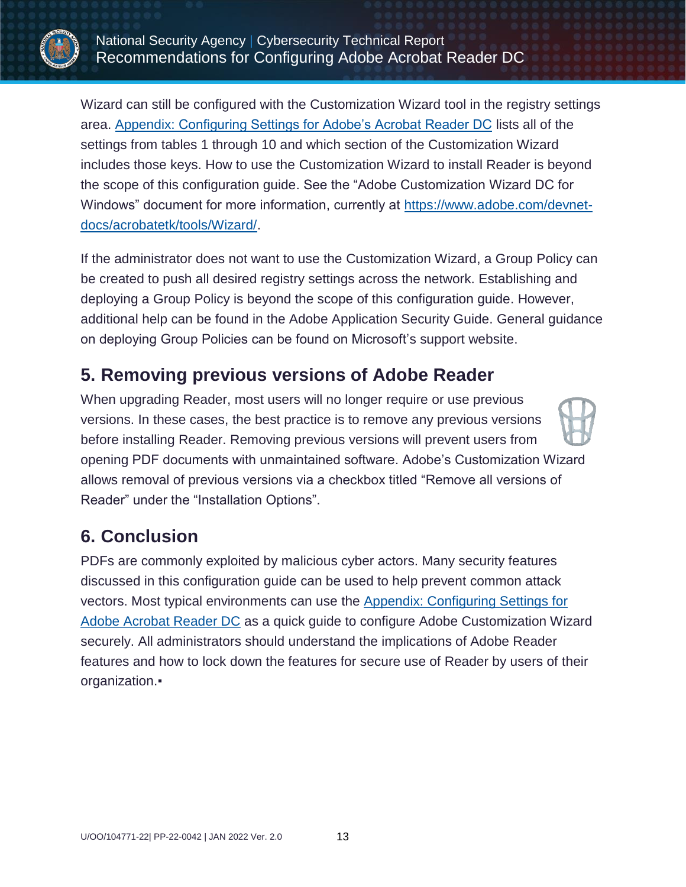Wizard can still be configured with the Customization Wizard tool in the registry settings area. [Appendix: Configuring Settings for Adobe's Acrobat Reader DC](#) lists all of the settings from tables 1 through 10 and which section of the Customization Wizard includes those keys. How to use the Customization Wizard to install Reader is beyond the scope of this configuration guide. See the "Adobe Customization Wizard DC for Windows" document for more information, currently at [https://www.adobe.com/devnet-docs/acrobatetk/tools/Wizard/](https://www.adobe.com/devnet-docs/acrobatetk/tools/Wizard/).

If the administrator does not want to use the Customization Wizard, a Group Policy can be created to push all desired registry settings across the network. Establishing and deploying a Group Policy is beyond the scope of this configuration guide. However, additional help can be found in the Adobe Application Security Guide. General guidance on deploying Group Policies can be found on Microsoft's support website.

## 5. Removing previous versions of Adobe Reader

When upgrading Reader, most users will no longer require or use previous versions. In these cases, the best practice is to remove any previous versions before installing Reader. Removing previous versions will prevent users from opening PDF documents with unmaintained software. Adobe's Customization Wizard allows removal of previous versions via a checkbox titled "Remove all versions of Reader" under the "Installation Options".

## 6. Conclusion

PDFs are commonly exploited by malicious cyber actors. Many security features discussed in this configuration guide can be used to help prevent common attack vectors. Most typical environments can use the [Appendix: Configuring Settings for Adobe Acrobat Reader DC](#) as a quick guide to configure Adobe Customization Wizard securely. All administrators should understand the implications of Adobe Reader features and how to lock down the features for secure use of Reader by users of their organization.▪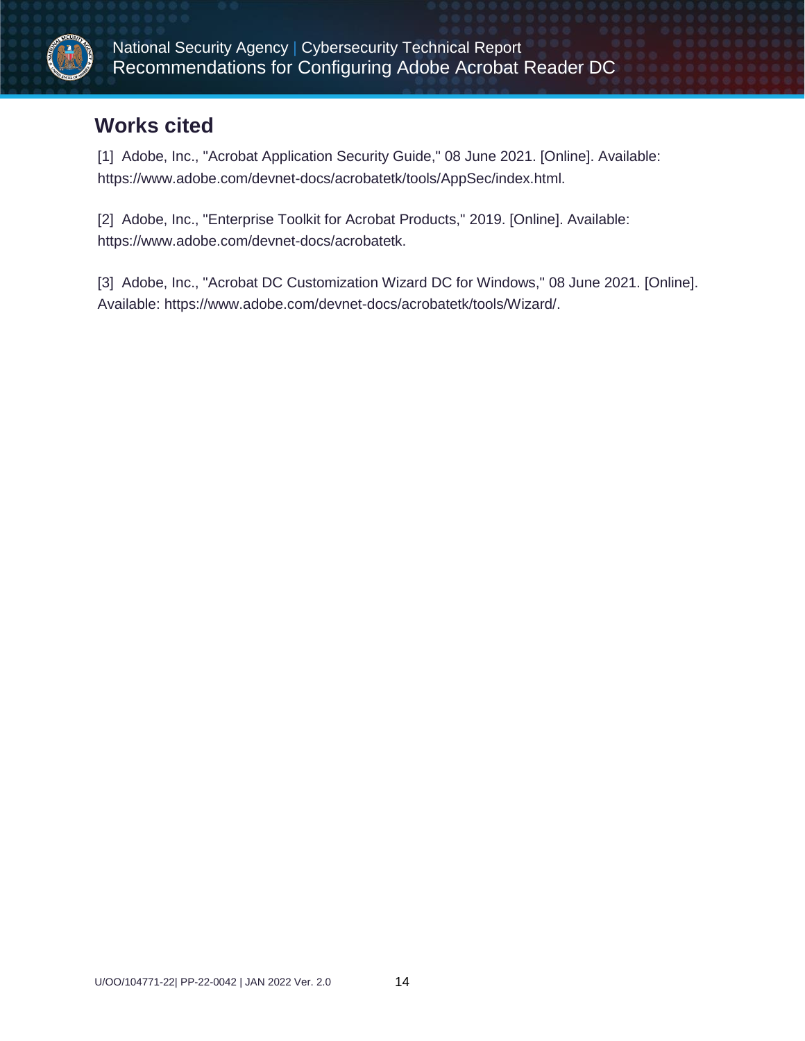## Works cited

[1] Adobe, Inc., "Acrobat Application Security Guide," 08 June 2021. [Online]. Available: https://www.adobe.com/devnet-docs/acrobatetk/tools/AppSec/index.html.

[2] Adobe, Inc., "Enterprise Toolkit for Acrobat Products," 2019. [Online]. Available: https://www.adobe.com/devnet-docs/acrobatetk.

[3] Adobe, Inc., "Acrobat DC Customization Wizard DC for Windows," 08 June 2021. [Online]. Available: https://www.adobe.com/devnet-docs/acrobatetk/tools/Wizard/.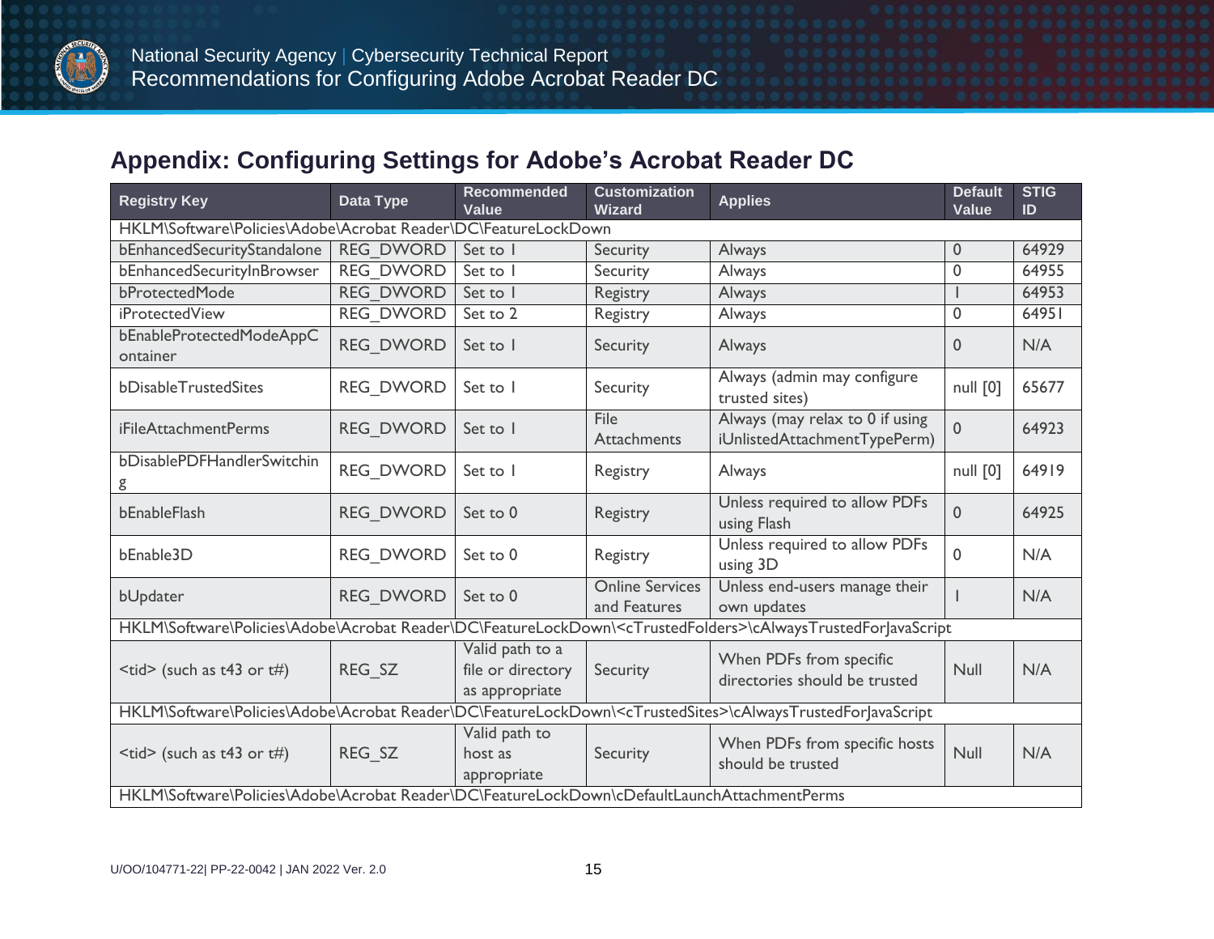## Appendix: Configuring Settings for Adobe's Acrobat Reader DC

| Registry Key | Data Type | Recommended Value | Customization Wizard | Applies | Default Value | STIG ID |
|---|---|---|---|---|---|---|
| HKLM\Software\Policies\Adobe\Acrobat Reader\DC\FeatureLockDown | | | | | | |
| bEnhancedSecurityStandalone | REG_DWORD | Set to 1 | Security | Always | 0 | 64929 |
| bEnhancedSecurityInBrowser | REG_DWORD | Set to 1 | Security | Always | 0 | 64955 |
| bProtectedMode | REG_DWORD | Set to 1 | Registry | Always | 1 | 64953 |
| iProtectedView | REG_DWORD | Set to 2 | Registry | Always | 0 | 64951 |
| bEnableProtectedModeAppContainer | REG_DWORD | Set to 1 | Security | Always | 0 | N/A |
| bDisableTrustedSites | REG_DWORD | Set to 1 | Security | Always (admin may configure trusted sites) | null [0] | 65677 |
| iFileAttachmentPerms | REG_DWORD | Set to 1 | File Attachments | Always (may relax to 0 if using iUnlistedAttachmentTypePerm) | 0 | 64923 |
| bDisablePDFHandlerSwitching | REG_DWORD | Set to 1 | Registry | Always | null [0] | 64919 |
| bEnableFlash | REG_DWORD | Set to 0 | Registry | Unless required to allow PDFs using Flash | 0 | 64925 |
| bEnable3D | REG_DWORD | Set to 0 | Registry | Unless required to allow PDFs using 3D | 0 | N/A |
| bUpdater | REG_DWORD | Set to 0 | Online Services and Features | Unless end-users manage their own updates | 1 | N/A |
| HKLM\Software\Policies\Adobe\Acrobat Reader\DC\FeatureLockDown\<cTrustedFolders>\cAlwaysTrustedForJavaScript | | | | | | |
| <tid> (such as t43 or t#) | REG_SZ | Valid path to a file or directory as appropriate | Security | When PDFs from specific directories should be trusted | Null | N/A |
| HKLM\Software\Policies\Adobe\Acrobat Reader\DC\FeatureLockDown\<cTrustedSites>\cAlwaysTrustedForJavaScript | | | | | | |
| <tid> (such as t43 or t#) | REG_SZ | Valid path to host as appropriate | Security | When PDFs from specific hosts should be trusted | Null | N/A |
| HKLM\Software\Policies\Adobe\Acrobat Reader\DC\FeatureLockDown\cDefaultLaunchAttachmentPerms | | | | | | |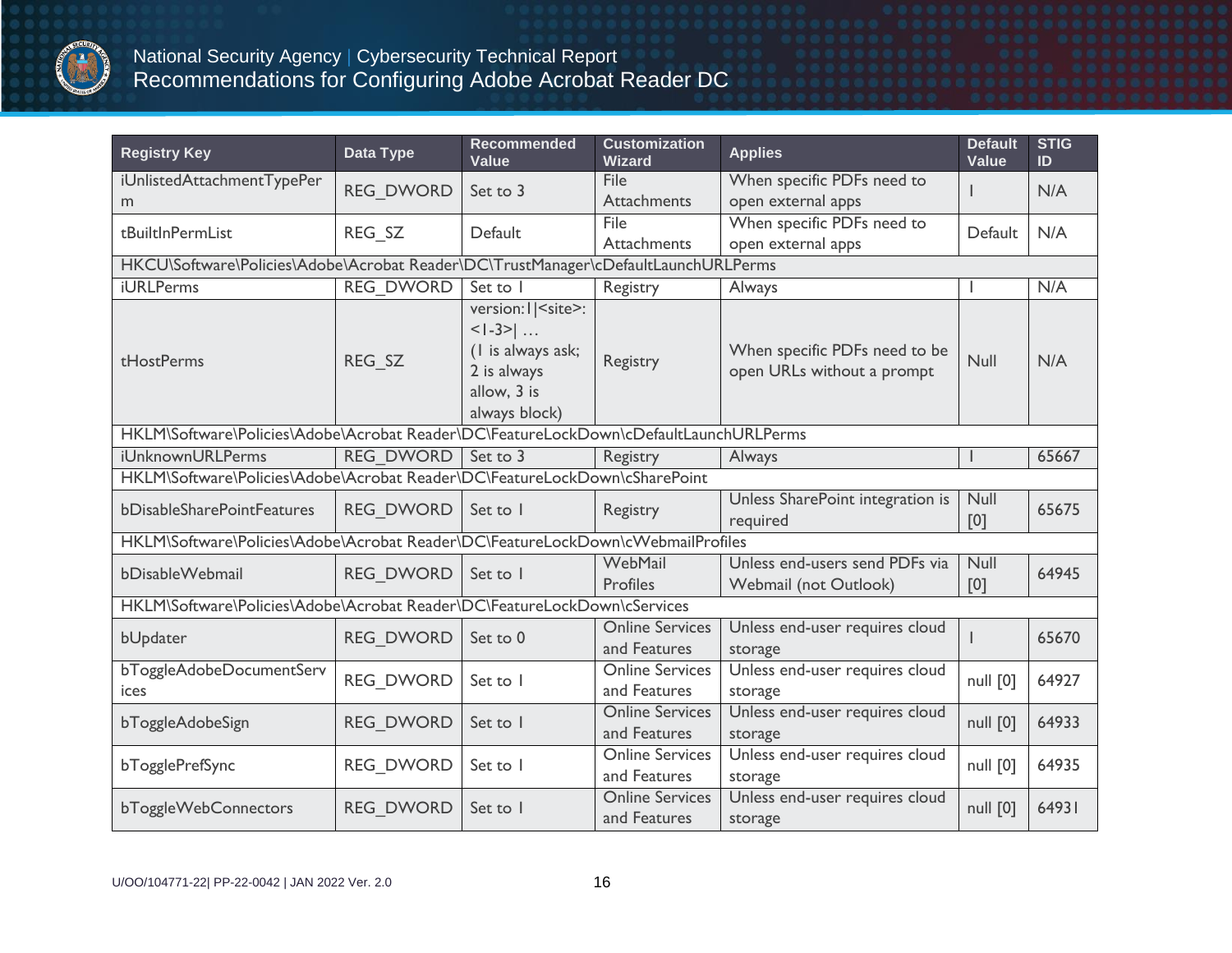| Registry Key | Data Type | Recommended Value | Customization Wizard | Applies | Default Value | STIG ID |
|---|---|---|---|---|---|---|
| iUnlistedAttachmentTypePerm | REG_DWORD | Set to 3 | File Attachments | When specific PDFs need to open external apps | 1 | N/A |
| tBuiltInPermList | REG_SZ | Default | File Attachments | When specific PDFs need to open external apps | Default | N/A |
| HKCU\Software\Policies\Adobe\Acrobat Reader\DC\TrustManager\cDefaultLaunchURLPerms | | | | | | |
| iURLPerms | REG_DWORD | Set to 1 | Registry | Always | 1 | N/A |
| tHostPerms | REG_SZ | version:1\|<site>:<1-3>\| … (1 is always ask; 2 is always allow, 3 is always block) | Registry | When specific PDFs need to be open URLs without a prompt | Null | N/A |
| HKLM\Software\Policies\Adobe\Acrobat Reader\DC\FeatureLockDown\cDefaultLaunchURLPerms | | | | | | |
| iUnknownURLPerms | REG_DWORD | Set to 3 | Registry | Always | 1 | 65667 |
| HKLM\Software\Policies\Adobe\Acrobat Reader\DC\FeatureLockDown\cSharePoint | | | | | | |
| bDisableSharePointFeatures | REG_DWORD | Set to 1 | Registry | Unless SharePoint integration is required | Null [0] | 65675 |
| HKLM\Software\Policies\Adobe\Acrobat Reader\DC\FeatureLockDown\cWebmailProfiles | | | | | | |
| bDisableWebmail | REG_DWORD | Set to 1 | WebMail Profiles | Unless end-users send PDFs via Webmail (not Outlook) | Null [0] | 64945 |
| HKLM\Software\Policies\Adobe\Acrobat Reader\DC\FeatureLockDown\cServices | | | | | | |
| bUpdater | REG_DWORD | Set to 0 | Online Services and Features | Unless end-user requires cloud storage | 1 | 65670 |
| bToggleAdobeDocumentServices | REG_DWORD | Set to 1 | Online Services and Features | Unless end-user requires cloud storage | null [0] | 64927 |
| bToggleAdobeSign | REG_DWORD | Set to 1 | Online Services and Features | Unless end-user requires cloud storage | null [0] | 64933 |
| bTogglePrefSync | REG_DWORD | Set to 1 | Online Services and Features | Unless end-user requires cloud storage | null [0] | 64935 |
| bToggleWebConnectors | REG_DWORD | Set to 1 | Online Services and Features | Unless end-user requires cloud storage | null [0] | 64931 |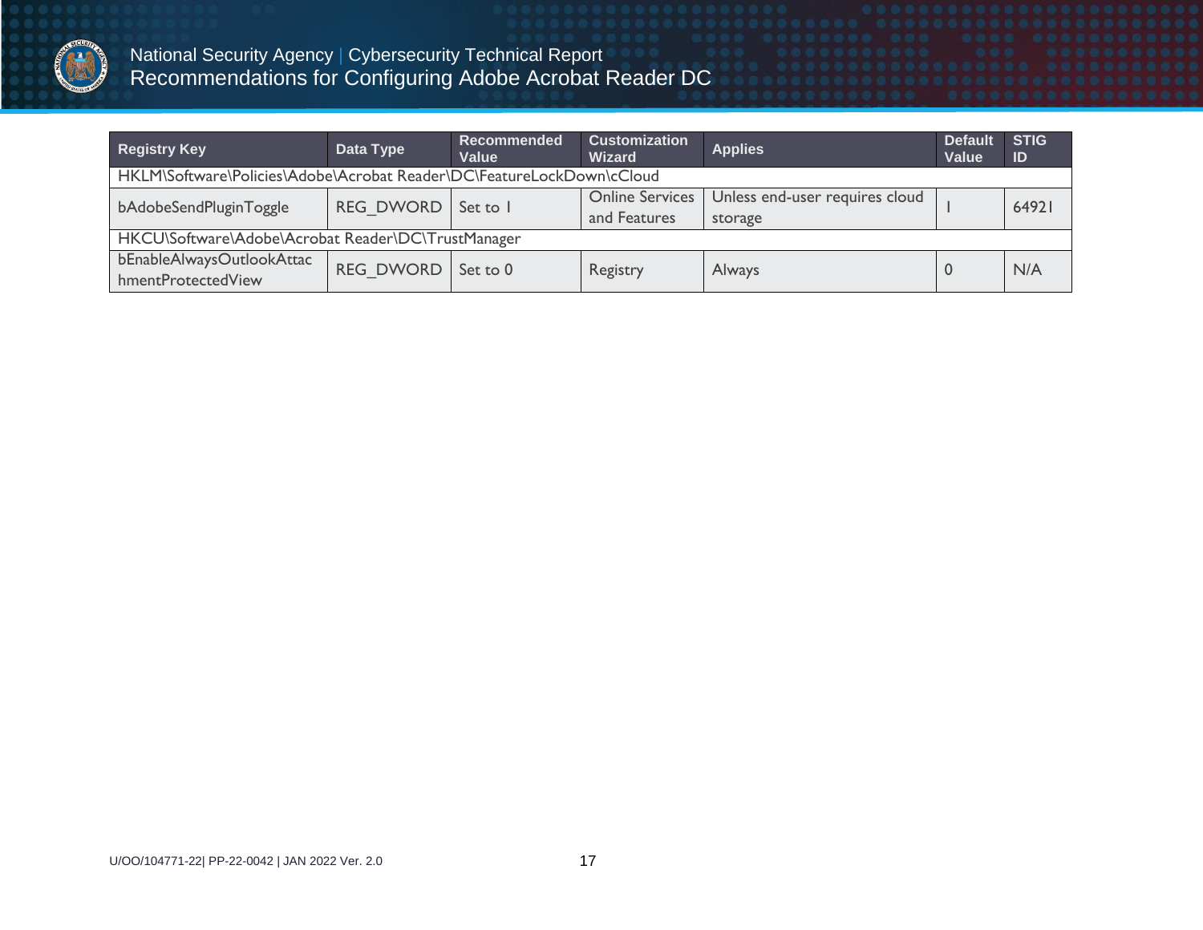| Registry Key | Data Type | Recommended Value | Customization Wizard | Applies | Default Value | STIG ID |
|---|---|---|---|---|---|---|
| HKLM\Software\Policies\Adobe\Acrobat Reader\DC\FeatureLockDown\cCloud | | | | | | |
| bAdobeSendPluginToggle | REG_DWORD | Set to 1 | Online Services and Features | Unless end-user requires cloud storage | 1 | 64921 |
| HKCU\Software\Adobe\Acrobat Reader\DC\TrustManager | | | | | | |
| bEnableAlwaysOutlookAttachmentProtectedView | REG_DWORD | Set to 0 | Registry | Always | 0 | N/A |